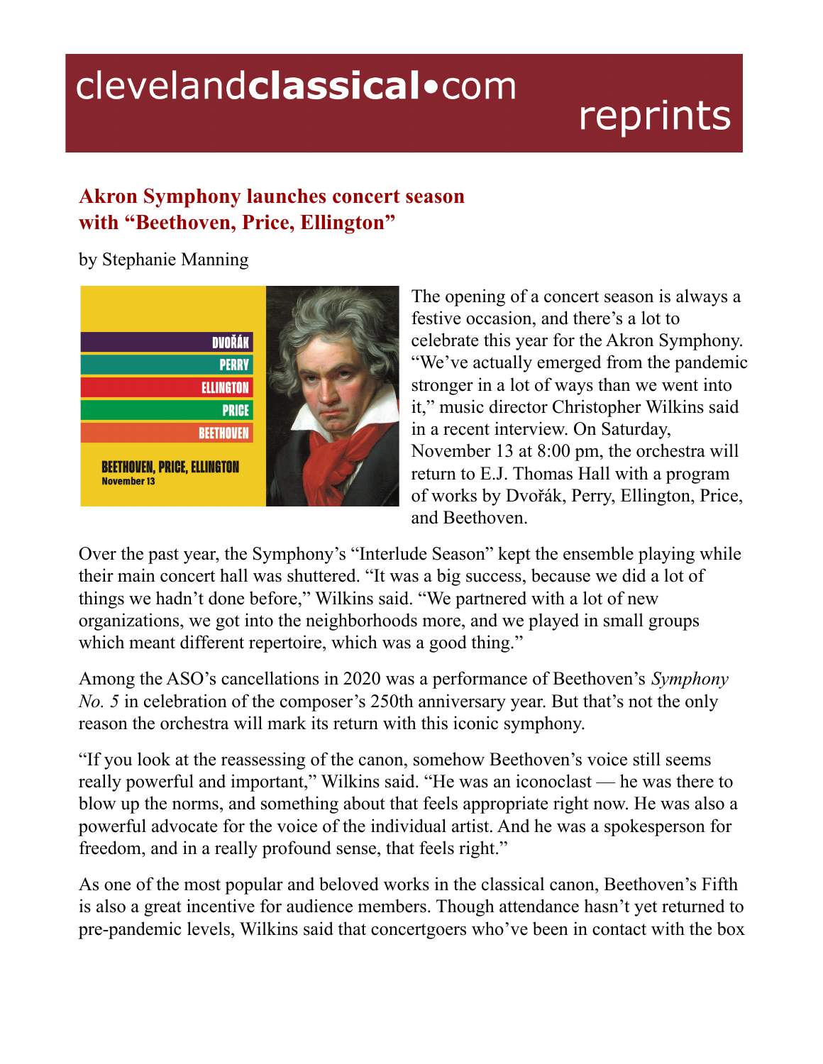clevelandclassical•com reprints

# Akron Symphony launches concert season with "Beethoven, Price, Ellington"

by Stephanie Manning

The opening of a concert season is always a festive occasion, and there's a lot to celebrate this year for the Akron Symphony. "We've actually emerged from the pandemic stronger in a lot of ways than we went into it," music director Christopher Wilkins said in a recent interview. On Saturday, November 13 at 8:00 pm, the orchestra will return to E.J. Thomas Hall with a program of works by Dvořák, Perry, Ellington, Price, and Beethoven.

Over the past year, the Symphony's "Interlude Season" kept the ensemble playing while their main concert hall was shuttered. "It was a big success, because we did a lot of things we hadn't done before," Wilkins said. "We partnered with a lot of new organizations, we got into the neighborhoods more, and we played in small groups which meant different repertoire, which was a good thing."

Among the ASO's cancellations in 2020 was a performance of Beethoven's *Symphony No. 5* in celebration of the composer's 250th anniversary year. But that's not the only reason the orchestra will mark its return with this iconic symphony.

"If you look at the reassessing of the canon, somehow Beethoven's voice still seems really powerful and important," Wilkins said. "He was an iconoclast — he was there to blow up the norms, and something about that feels appropriate right now. He was also a powerful advocate for the voice of the individual artist. And he was a spokesperson for freedom, and in a really profound sense, that feels right."

As one of the most popular and beloved works in the classical canon, Beethoven's Fifth is also a great incentive for audience members. Though attendance hasn't yet returned to pre-pandemic levels, Wilkins said that concertgoers who've been in contact with the box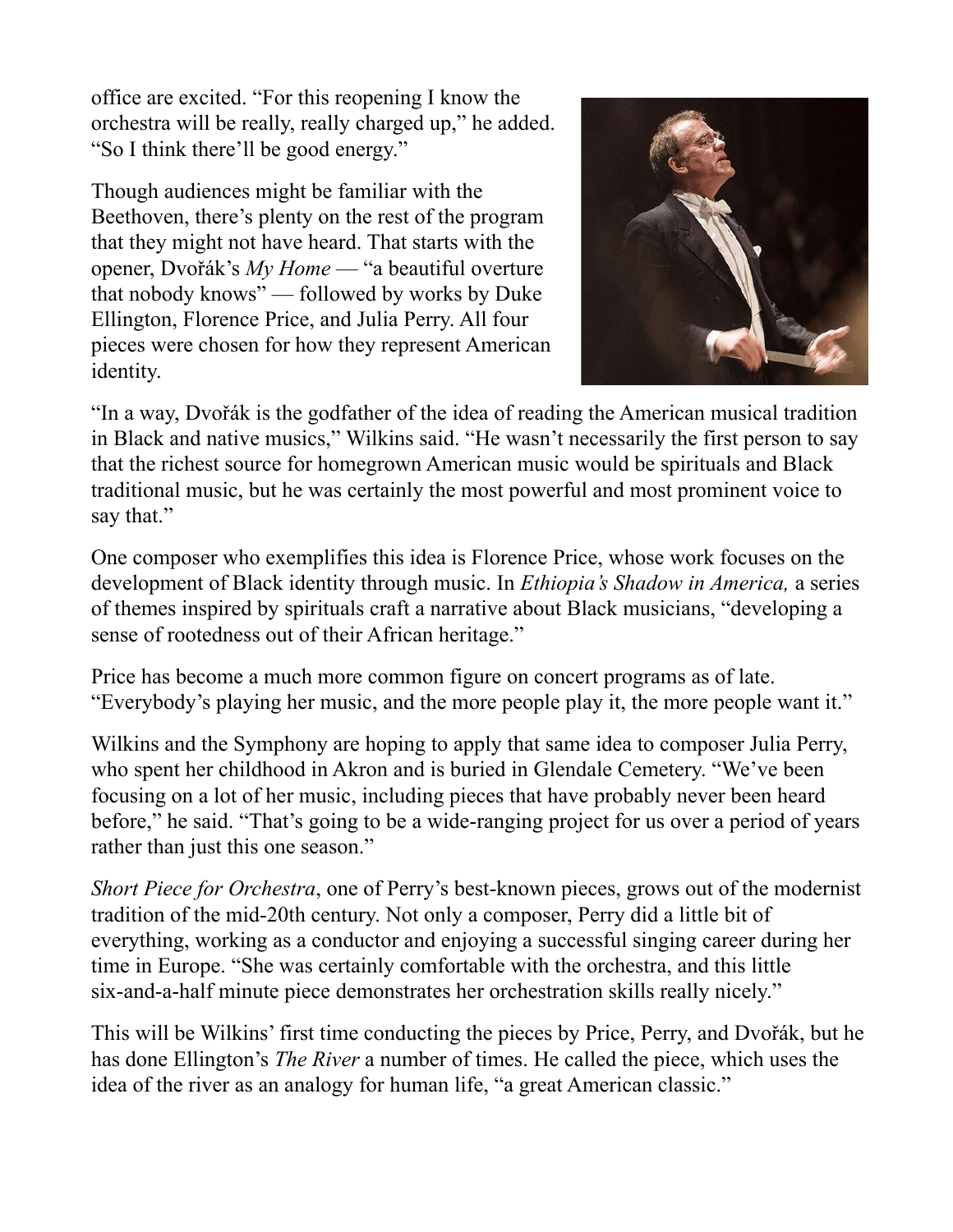office are excited. "For this reopening I know the orchestra will be really, really charged up," he added. "So I think there'll be good energy."

Though audiences might be familiar with the Beethoven, there's plenty on the rest of the program that they might not have heard. That starts with the opener, Dvořák's *My Home* — "a beautiful overture that nobody knows" — followed by works by Duke Ellington, Florence Price, and Julia Perry. All four pieces were chosen for how they represent American identity.

"In a way, Dvořák is the godfather of the idea of reading the American musical tradition in Black and native musics," Wilkins said. "He wasn't necessarily the first person to say that the richest source for homegrown American music would be spirituals and Black traditional music, but he was certainly the most powerful and most prominent voice to say that."

One composer who exemplifies this idea is Florence Price, whose work focuses on the development of Black identity through music. In *Ethiopia's Shadow in America,* a series of themes inspired by spirituals craft a narrative about Black musicians, "developing a sense of rootedness out of their African heritage."

Price has become a much more common figure on concert programs as of late. "Everybody's playing her music, and the more people play it, the more people want it."

Wilkins and the Symphony are hoping to apply that same idea to composer Julia Perry, who spent her childhood in Akron and is buried in Glendale Cemetery. "We've been focusing on a lot of her music, including pieces that have probably never been heard before," he said. "That's going to be a wide-ranging project for us over a period of years rather than just this one season."

*Short Piece for Orchestra*, one of Perry's best-known pieces, grows out of the modernist tradition of the mid-20th century. Not only a composer, Perry did a little bit of everything, working as a conductor and enjoying a successful singing career during her time in Europe. "She was certainly comfortable with the orchestra, and this little six-and-a-half minute piece demonstrates her orchestration skills really nicely."

This will be Wilkins' first time conducting the pieces by Price, Perry, and Dvořák, but he has done Ellington's *The River* a number of times. He called the piece, which uses the idea of the river as an analogy for human life, "a great American classic."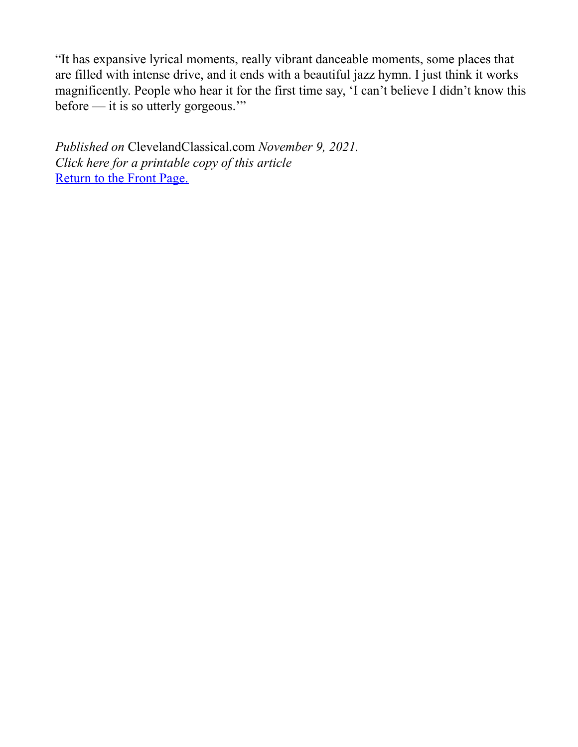"It has expansive lyrical moments, really vibrant danceable moments, some places that are filled with intense drive, and it ends with a beautiful jazz hymn. I just think it works magnificently. People who hear it for the first time say, 'I can't believe I didn't know this before — it is so utterly gorgeous.'"

*Published on* ClevelandClassical.com *November 9, 2021.*
*Click here for a printable copy of this article*
Return to the Front Page.